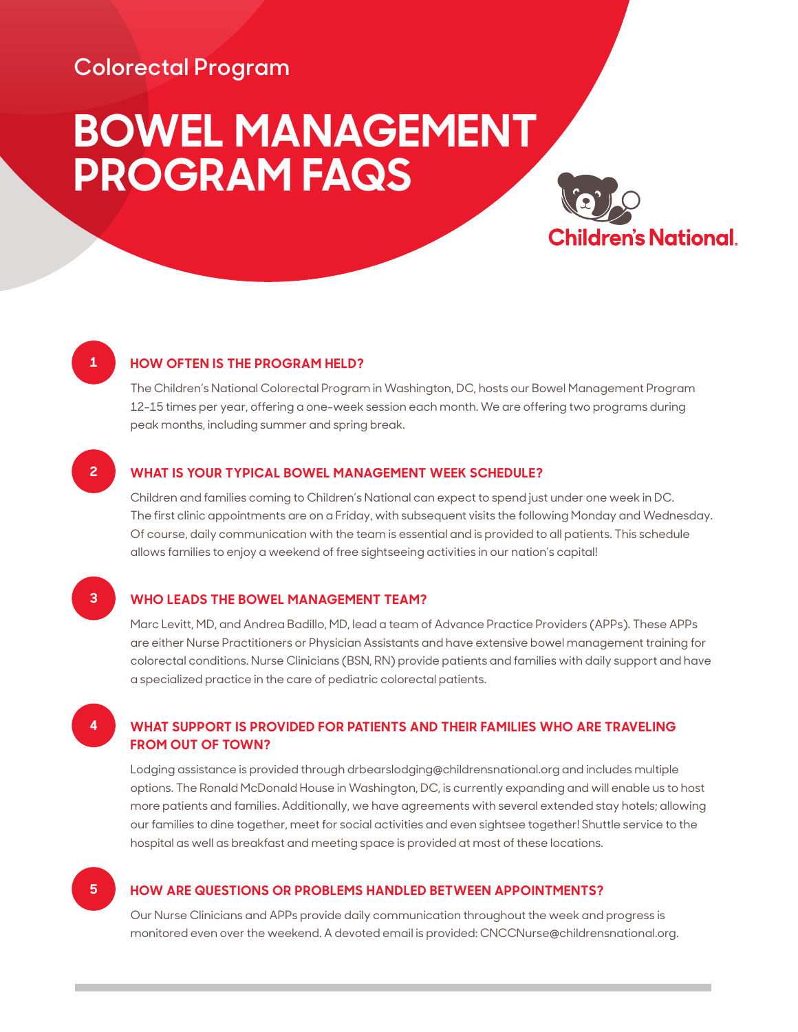Colorectal Program

# BOWEL MANAGEMENT PROGRAM FAQS

Children's National.

## 1 HOW OFTEN IS THE PROGRAM HELD?

The Children's National Colorectal Program in Washington, DC, hosts our Bowel Management Program 12-15 times per year, offering a one-week session each month. We are offering two programs during peak months, including summer and spring break.

## 2 WHAT IS YOUR TYPICAL BOWEL MANAGEMENT WEEK SCHEDULE?

Children and families coming to Children's National can expect to spend just under one week in DC. The first clinic appointments are on a Friday, with subsequent visits the following Monday and Wednesday. Of course, daily communication with the team is essential and is provided to all patients. This schedule allows families to enjoy a weekend of free sightseeing activities in our nation's capital!

## 3 WHO LEADS THE BOWEL MANAGEMENT TEAM?

Marc Levitt, MD, and Andrea Badillo, MD, lead a team of Advance Practice Providers (APPs). These APPs are either Nurse Practitioners or Physician Assistants and have extensive bowel management training for colorectal conditions. Nurse Clinicians (BSN, RN) provide patients and families with daily support and have a specialized practice in the care of pediatric colorectal patients.

## 4 WHAT SUPPORT IS PROVIDED FOR PATIENTS AND THEIR FAMILIES WHO ARE TRAVELING FROM OUT OF TOWN?

Lodging assistance is provided through drbearslodging@childrensnational.org and includes multiple options. The Ronald McDonald House in Washington, DC, is currently expanding and will enable us to host more patients and families. Additionally, we have agreements with several extended stay hotels; allowing our families to dine together, meet for social activities and even sightsee together! Shuttle service to the hospital as well as breakfast and meeting space is provided at most of these locations.

## 5 HOW ARE QUESTIONS OR PROBLEMS HANDLED BETWEEN APPOINTMENTS?

Our Nurse Clinicians and APPs provide daily communication throughout the week and progress is monitored even over the weekend. A devoted email is provided: CNCCNurse@childrensnational.org.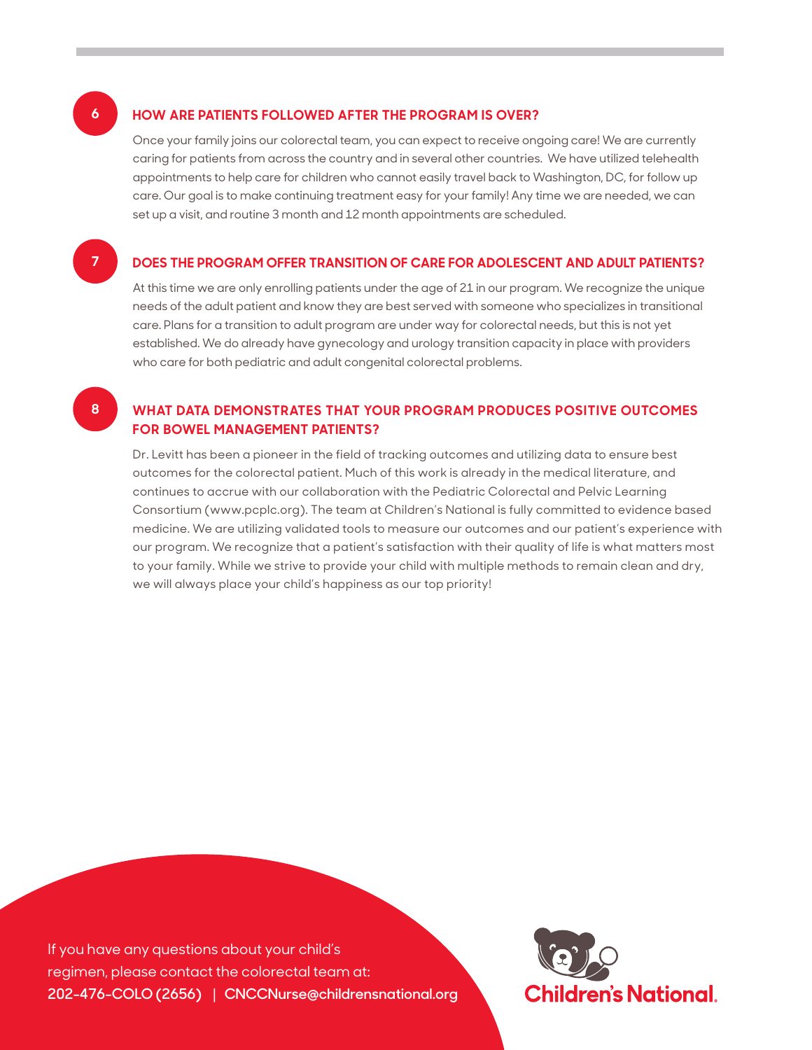## 6 HOW ARE PATIENTS FOLLOWED AFTER THE PROGRAM IS OVER?

Once your family joins our colorectal team, you can expect to receive ongoing care! We are currently caring for patients from across the country and in several other countries. We have utilized telehealth appointments to help care for children who cannot easily travel back to Washington, DC, for follow up care. Our goal is to make continuing treatment easy for your family! Any time we are needed, we can set up a visit, and routine 3 month and 12 month appointments are scheduled.

## 7 DOES THE PROGRAM OFFER TRANSITION OF CARE FOR ADOLESCENT AND ADULT PATIENTS?

At this time we are only enrolling patients under the age of 21 in our program. We recognize the unique needs of the adult patient and know they are best served with someone who specializes in transitional care. Plans for a transition to adult program are under way for colorectal needs, but this is not yet established. We do already have gynecology and urology transition capacity in place with providers who care for both pediatric and adult congenital colorectal problems.

## 8 WHAT DATA DEMONSTRATES THAT YOUR PROGRAM PRODUCES POSITIVE OUTCOMES FOR BOWEL MANAGEMENT PATIENTS?

Dr. Levitt has been a pioneer in the field of tracking outcomes and utilizing data to ensure best outcomes for the colorectal patient. Much of this work is already in the medical literature, and continues to accrue with our collaboration with the Pediatric Colorectal and Pelvic Learning Consortium (www.pcplc.org). The team at Children's National is fully committed to evidence based medicine. We are utilizing validated tools to measure our outcomes and our patient's experience with our program. We recognize that a patient's satisfaction with their quality of life is what matters most to your family. While we strive to provide your child with multiple methods to remain clean and dry, we will always place your child's happiness as our top priority!

If you have any questions about your child's regimen, please contact the colorectal team at:
**202-476-COLO (2656) | CNCCNurse@childrensnational.org**

Children's National.